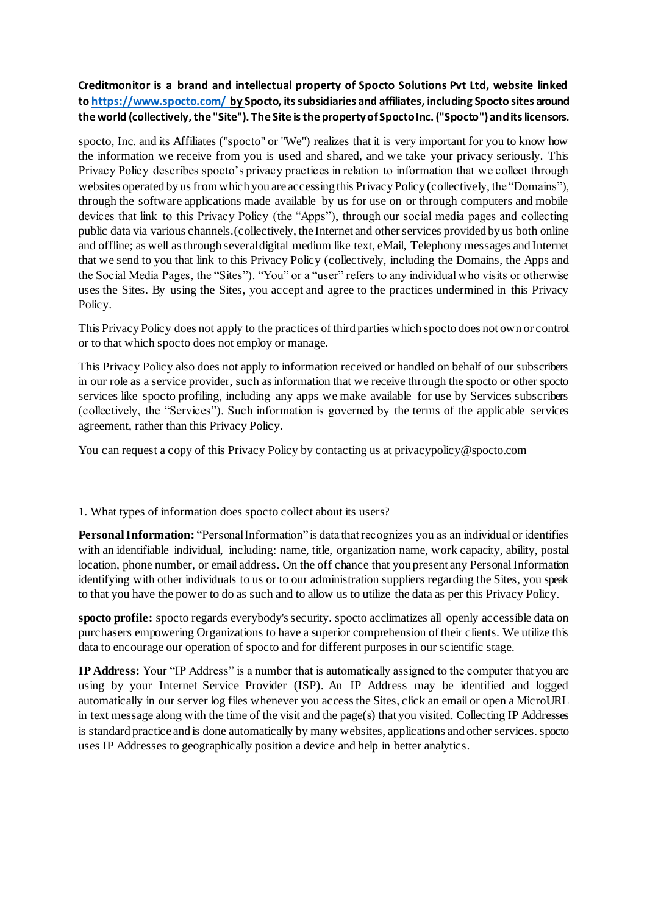**Creditmonitor is a brand and intellectual property of Spocto Solutions Pvt Ltd, website linked to [https://www.spocto.com/](https://www.spocto.com/) by Spocto, its subsidiaries and affiliates, including Spocto sites around the world (collectively, the "Site"). The Site is the property of Spocto Inc. ("Spocto") and its licensors.**

spocto, Inc. and its Affiliates ("spocto" or "We") realizes that it is very important for you to know how the information we receive from you is used and shared, and we take your privacy seriously. This Privacy Policy describes spocto's privacy practices in relation to information that we collect through websites operated by us from which you are accessing this Privacy Policy (collectively, the "Domains"), through the software applications made available by us for use on or through computers and mobile devices that link to this Privacy Policy (the "Apps"), through our social media pages and collecting public data via various channels.(collectively, the Internet and other services provided by us both online and offline; as well as through several digital medium like text, eMail, Telephony messages and Internet that we send to you that link to this Privacy Policy (collectively, including the Domains, the Apps and the Social Media Pages, the "Sites"). "You" or a "user" refers to any individual who visits or otherwise uses the Sites. By using the Sites, you accept and agree to the practices undermined in this Privacy Policy.

This Privacy Policy does not apply to the practices of third parties which spocto does not own or control or to that which spocto does not employ or manage.

This Privacy Policy also does not apply to information received or handled on behalf of our subscribers in our role as a service provider, such as information that we receive through the spocto or other spocto services like spocto profiling, including any apps we make available for use by Services subscribers (collectively, the "Services"). Such information is governed by the terms of the applicable services agreement, rather than this Privacy Policy.

You can request a copy of this Privacy Policy by contacting us at privacypolicy@spocto.com

1. What types of information does spocto collect about its users?

**Personal Information:** "Personal Information" is data that recognizes you as an individual or identifies with an identifiable individual, including: name, title, organization name, work capacity, ability, postal location, phone number, or email address. On the off chance that you present any Personal Information identifying with other individuals to us or to our administration suppliers regarding the Sites, you speak to that you have the power to do as such and to allow us to utilize the data as per this Privacy Policy.

**spocto profile:** spocto regards everybody's security. spocto acclimatizes all openly accessible data on purchasers empowering Organizations to have a superior comprehension of their clients. We utilize this data to encourage our operation of spocto and for different purposes in our scientific stage.

**IP Address:** Your "IP Address" is a number that is automatically assigned to the computer that you are using by your Internet Service Provider (ISP). An IP Address may be identified and logged automatically in our server log files whenever you access the Sites, click an email or open a MicroURL in text message along with the time of the visit and the page(s) that you visited. Collecting IP Addresses is standard practice and is done automatically by many websites, applications and other services. spocto uses IP Addresses to geographically position a device and help in better analytics.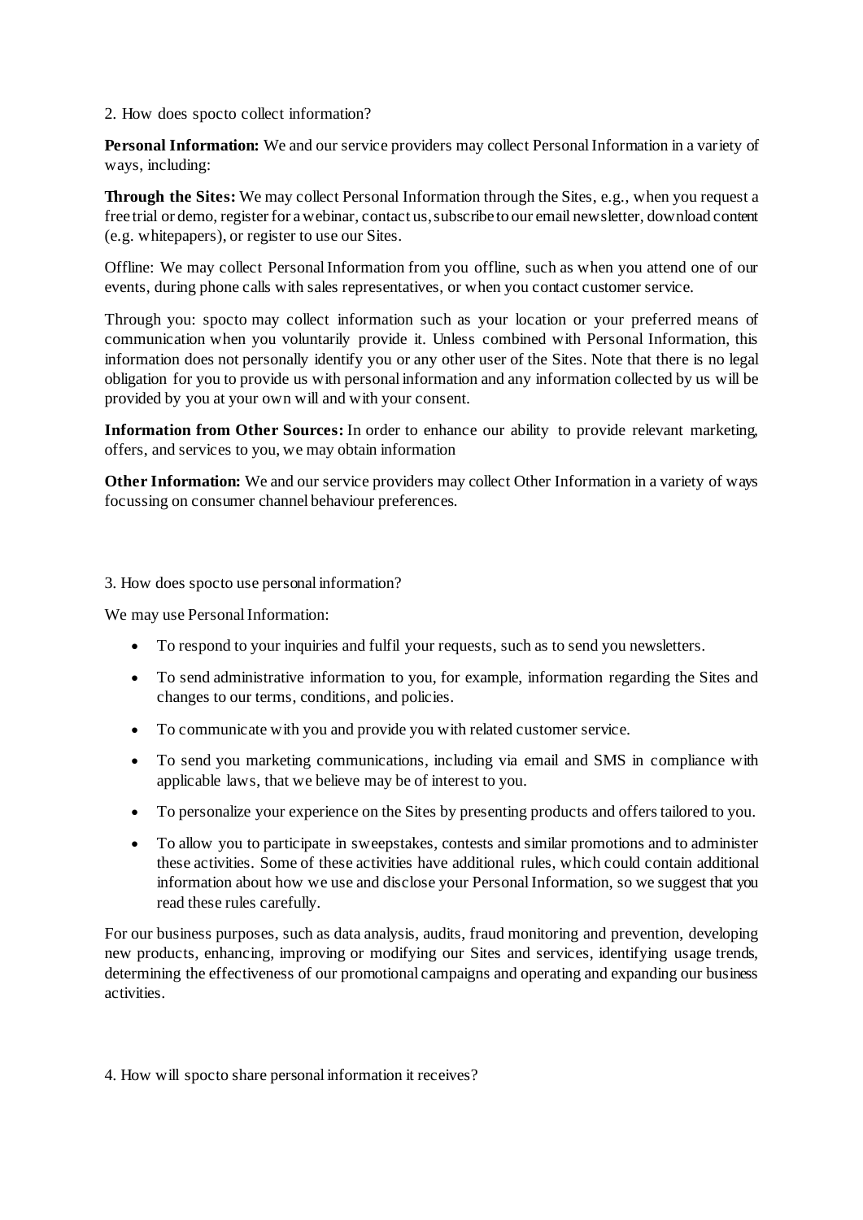2. How does spocto collect information?

**Personal Information:** We and our service providers may collect Personal Information in a variety of ways, including:

**Through the Sites:** We may collect Personal Information through the Sites, e.g., when you request a free trial or demo, register for a webinar, contact us, subscribe to our email newsletter, download content (e.g. whitepapers), or register to use our Sites.

Offline: We may collect Personal Information from you offline, such as when you attend one of our events, during phone calls with sales representatives, or when you contact customer service.

Through you: spocto may collect information such as your location or your preferred means of communication when you voluntarily provide it. Unless combined with Personal Information, this information does not personally identify you or any other user of the Sites. Note that there is no legal obligation for you to provide us with personal information and any information collected by us will be provided by you at your own will and with your consent.

**Information from Other Sources:** In order to enhance our ability to provide relevant marketing, offers, and services to you, we may obtain information

**Other Information:** We and our service providers may collect Other Information in a variety of ways focussing on consumer channel behaviour preferences.

3. How does spocto use personal information?

We may use Personal Information:

- To respond to your inquiries and fulfil your requests, such as to send you newsletters.
- To send administrative information to you, for example, information regarding the Sites and changes to our terms, conditions, and policies.
- To communicate with you and provide you with related customer service.
- To send you marketing communications, including via email and SMS in compliance with applicable laws, that we believe may be of interest to you.
- To personalize your experience on the Sites by presenting products and offers tailored to you.
- To allow you to participate in sweepstakes, contests and similar promotions and to administer these activities. Some of these activities have additional rules, which could contain additional information about how we use and disclose your Personal Information, so we suggest that you read these rules carefully.

For our business purposes, such as data analysis, audits, fraud monitoring and prevention, developing new products, enhancing, improving or modifying our Sites and services, identifying usage trends, determining the effectiveness of our promotional campaigns and operating and expanding our business activities.

4. How will spocto share personal information it receives?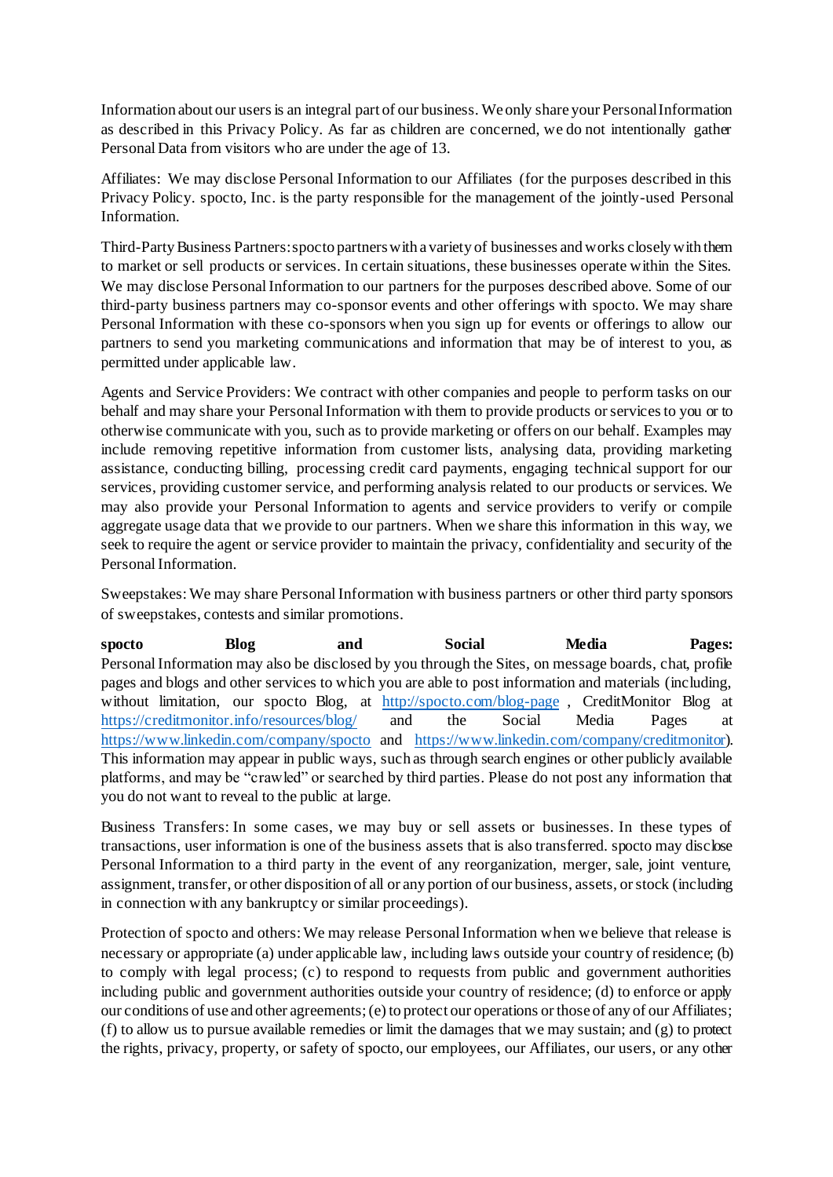Information about our users is an integral part of our business. We only share your Personal Information as described in this Privacy Policy. As far as children are concerned, we do not intentionally gather Personal Data from visitors who are under the age of 13.

Affiliates: We may disclose Personal Information to our Affiliates (for the purposes described in this Privacy Policy. spocto, Inc. is the party responsible for the management of the jointly-used Personal Information.

Third-Party Business Partners: spocto partners with a variety of businesses and works closely with them to market or sell products or services. In certain situations, these businesses operate within the Sites. We may disclose Personal Information to our partners for the purposes described above. Some of our third-party business partners may co-sponsor events and other offerings with spocto. We may share Personal Information with these co-sponsors when you sign up for events or offerings to allow our partners to send you marketing communications and information that may be of interest to you, as permitted under applicable law.

Agents and Service Providers: We contract with other companies and people to perform tasks on our behalf and may share your Personal Information with them to provide products or services to you or to otherwise communicate with you, such as to provide marketing or offers on our behalf. Examples may include removing repetitive information from customer lists, analysing data, providing marketing assistance, conducting billing, processing credit card payments, engaging technical support for our services, providing customer service, and performing analysis related to our products or services. We may also provide your Personal Information to agents and service providers to verify or compile aggregate usage data that we provide to our partners. When we share this information in this way, we seek to require the agent or service provider to maintain the privacy, confidentiality and security of the Personal Information.

Sweepstakes: We may share Personal Information with business partners or other third party sponsors of sweepstakes, contests and similar promotions.

**spocto Blog and Social Media Pages:** Personal Information may also be disclosed by you through the Sites, on message boards, chat, profile pages and blogs and other services to which you are able to post information and materials (including, without limitation, our spocto Blog, at http://spocto.com/blog-page , CreditMonitor Blog at https://creditmonitor.info/resources/blog/ and the Social Media Pages at https://www.linkedin.com/company/spocto and https://www.linkedin.com/company/creditmonitor). This information may appear in public ways, such as through search engines or other publicly available platforms, and may be "crawled" or searched by third parties. Please do not post any information that you do not want to reveal to the public at large.

Business Transfers: In some cases, we may buy or sell assets or businesses. In these types of transactions, user information is one of the business assets that is also transferred. spocto may disclose Personal Information to a third party in the event of any reorganization, merger, sale, joint venture, assignment, transfer, or other disposition of all or any portion of our business, assets, or stock (including in connection with any bankruptcy or similar proceedings).

Protection of spocto and others: We may release Personal Information when we believe that release is necessary or appropriate (a) under applicable law, including laws outside your country of residence; (b) to comply with legal process; (c) to respond to requests from public and government authorities including public and government authorities outside your country of residence; (d) to enforce or apply our conditions of use and other agreements; (e) to protect our operations or those of any of our Affiliates; (f) to allow us to pursue available remedies or limit the damages that we may sustain; and (g) to protect the rights, privacy, property, or safety of spocto, our employees, our Affiliates, our users, or any other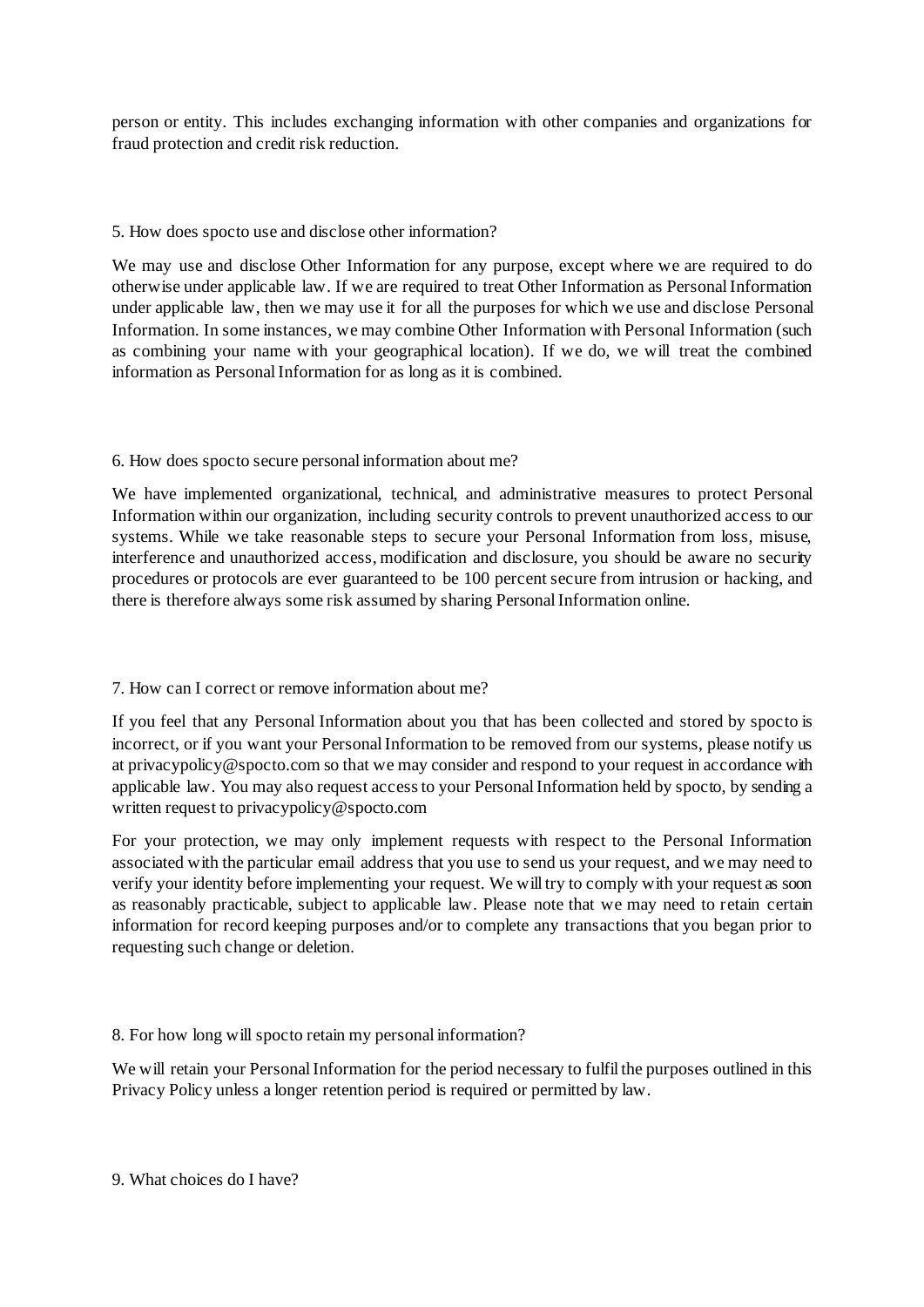person or entity. This includes exchanging information with other companies and organizations for fraud protection and credit risk reduction.

## 5. How does spocto use and disclose other information?

We may use and disclose Other Information for any purpose, except where we are required to do otherwise under applicable law. If we are required to treat Other Information as Personal Information under applicable law, then we may use it for all the purposes for which we use and disclose Personal Information. In some instances, we may combine Other Information with Personal Information (such as combining your name with your geographical location). If we do, we will treat the combined information as Personal Information for as long as it is combined.

## 6. How does spocto secure personal information about me?

We have implemented organizational, technical, and administrative measures to protect Personal Information within our organization, including security controls to prevent unauthorized access to our systems. While we take reasonable steps to secure your Personal Information from loss, misuse, interference and unauthorized access, modification and disclosure, you should be aware no security procedures or protocols are ever guaranteed to be 100 percent secure from intrusion or hacking, and there is therefore always some risk assumed by sharing Personal Information online.

## 7. How can I correct or remove information about me?

If you feel that any Personal Information about you that has been collected and stored by spocto is incorrect, or if you want your Personal Information to be removed from our systems, please notify us at privacypolicy@spocto.com so that we may consider and respond to your request in accordance with applicable law. You may also request access to your Personal Information held by spocto, by sending a written request to privacypolicy@spocto.com

For your protection, we may only implement requests with respect to the Personal Information associated with the particular email address that you use to send us your request, and we may need to verify your identity before implementing your request. We will try to comply with your request as soon as reasonably practicable, subject to applicable law. Please note that we may need to retain certain information for record keeping purposes and/or to complete any transactions that you began prior to requesting such change or deletion.

## 8. For how long will spocto retain my personal information?

We will retain your Personal Information for the period necessary to fulfil the purposes outlined in this Privacy Policy unless a longer retention period is required or permitted by law.

## 9. What choices do I have?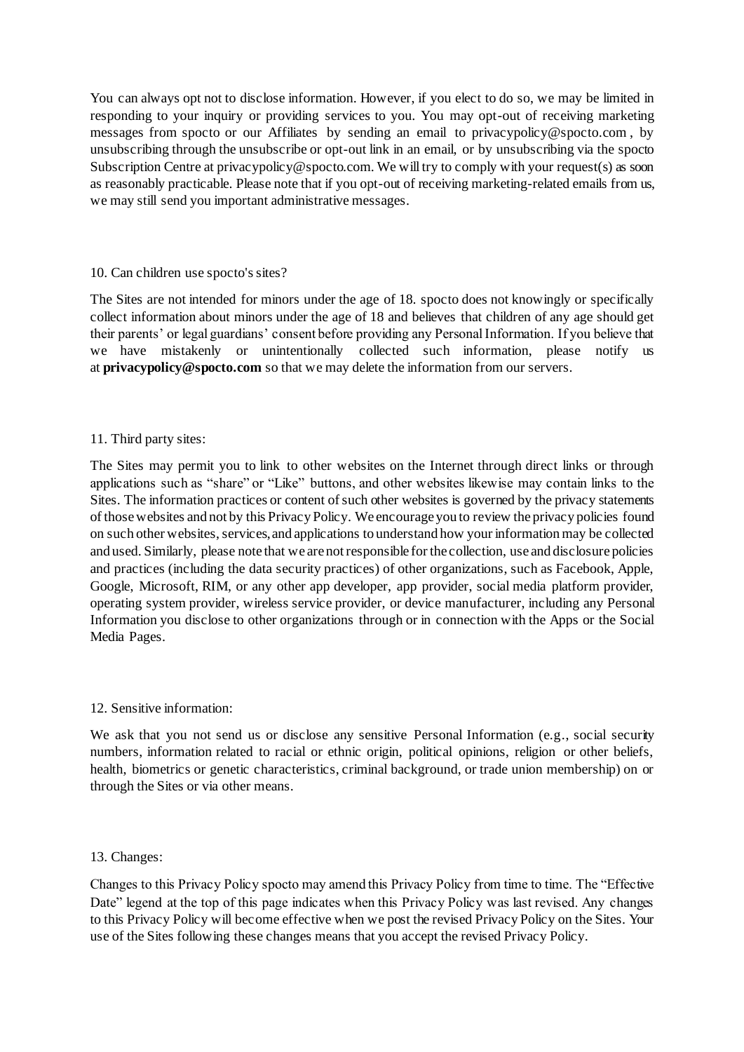You can always opt not to disclose information. However, if you elect to do so, we may be limited in responding to your inquiry or providing services to you. You may opt-out of receiving marketing messages from spocto or our Affiliates by sending an email to privacypolicy@spocto.com , by unsubscribing through the unsubscribe or opt-out link in an email, or by unsubscribing via the spocto Subscription Centre at privacypolicy@spocto.com. We will try to comply with your request(s) as soon as reasonably practicable. Please note that if you opt-out of receiving marketing-related emails from us, we may still send you important administrative messages.

10. Can children use spocto's sites?

The Sites are not intended for minors under the age of 18. spocto does not knowingly or specifically collect information about minors under the age of 18 and believes that children of any age should get their parents' or legal guardians' consent before providing any Personal Information. If you believe that we have mistakenly or unintentionally collected such information, please notify us at **privacypolicy@spocto.com** so that we may delete the information from our servers.

11. Third party sites:

The Sites may permit you to link to other websites on the Internet through direct links or through applications such as "share" or "Like" buttons, and other websites likewise may contain links to the Sites. The information practices or content of such other websites is governed by the privacy statements of those websites and not by this Privacy Policy. We encourage you to review the privacy policies found on such other websites, services, and applications to understand how your information may be collected and used. Similarly, please note that we are not responsible for the collection, use and disclosure policies and practices (including the data security practices) of other organizations, such as Facebook, Apple, Google, Microsoft, RIM, or any other app developer, app provider, social media platform provider, operating system provider, wireless service provider, or device manufacturer, including any Personal Information you disclose to other organizations through or in connection with the Apps or the Social Media Pages.

12. Sensitive information:

We ask that you not send us or disclose any sensitive Personal Information (e.g., social security numbers, information related to racial or ethnic origin, political opinions, religion or other beliefs, health, biometrics or genetic characteristics, criminal background, or trade union membership) on or through the Sites or via other means.

13. Changes:

Changes to this Privacy Policy spocto may amend this Privacy Policy from time to time. The "Effective Date" legend at the top of this page indicates when this Privacy Policy was last revised. Any changes to this Privacy Policy will become effective when we post the revised Privacy Policy on the Sites. Your use of the Sites following these changes means that you accept the revised Privacy Policy.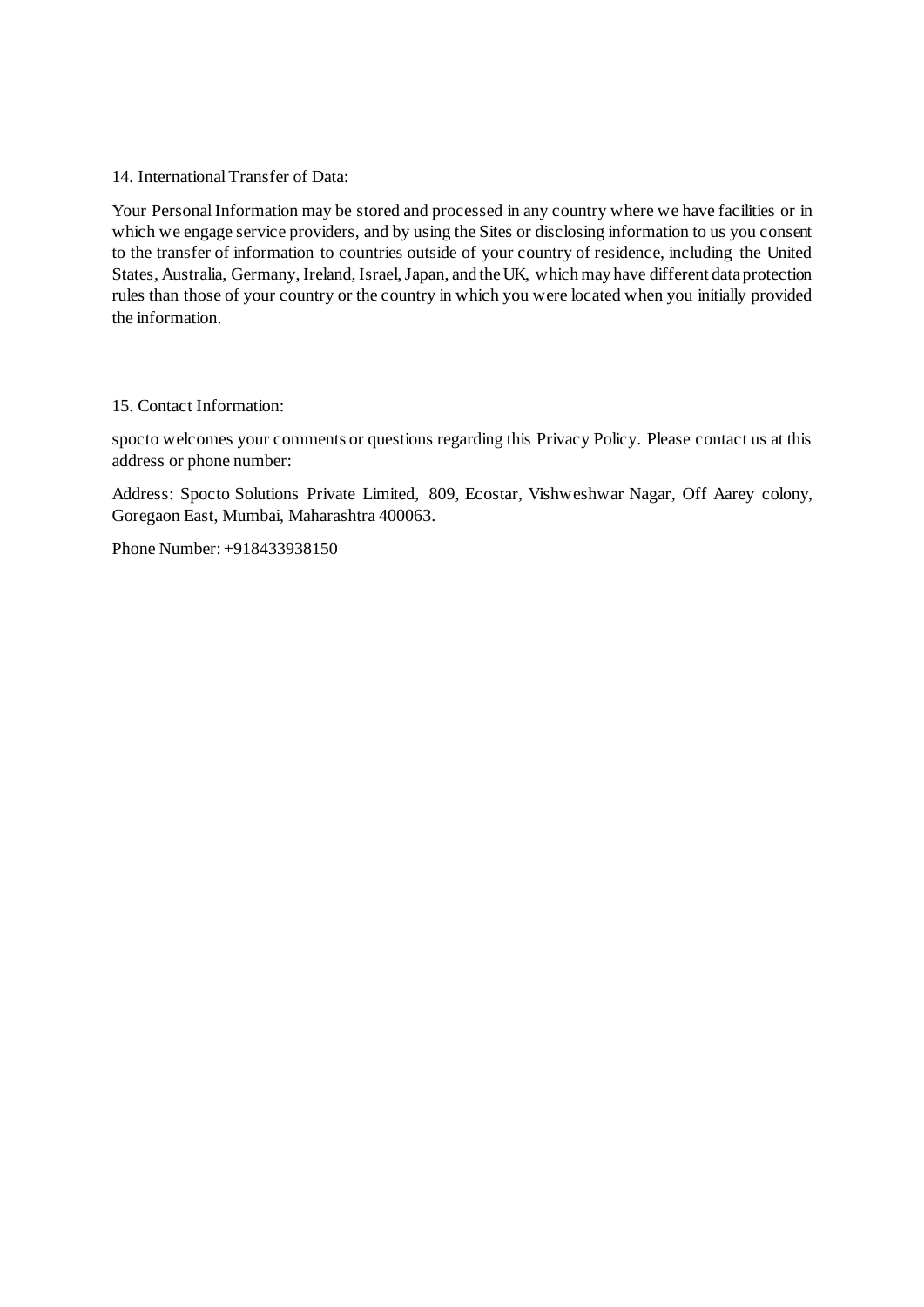14. International Transfer of Data:

Your Personal Information may be stored and processed in any country where we have facilities or in which we engage service providers, and by using the Sites or disclosing information to us you consent to the transfer of information to countries outside of your country of residence, including the United States, Australia, Germany, Ireland, Israel, Japan, and the UK, which may have different data protection rules than those of your country or the country in which you were located when you initially provided the information.

15. Contact Information:

spocto welcomes your comments or questions regarding this Privacy Policy. Please contact us at this address or phone number:

Address: Spocto Solutions Private Limited, 809, Ecostar, Vishweshwar Nagar, Off Aarey colony, Goregaon East, Mumbai, Maharashtra 400063.

Phone Number: +918433938150